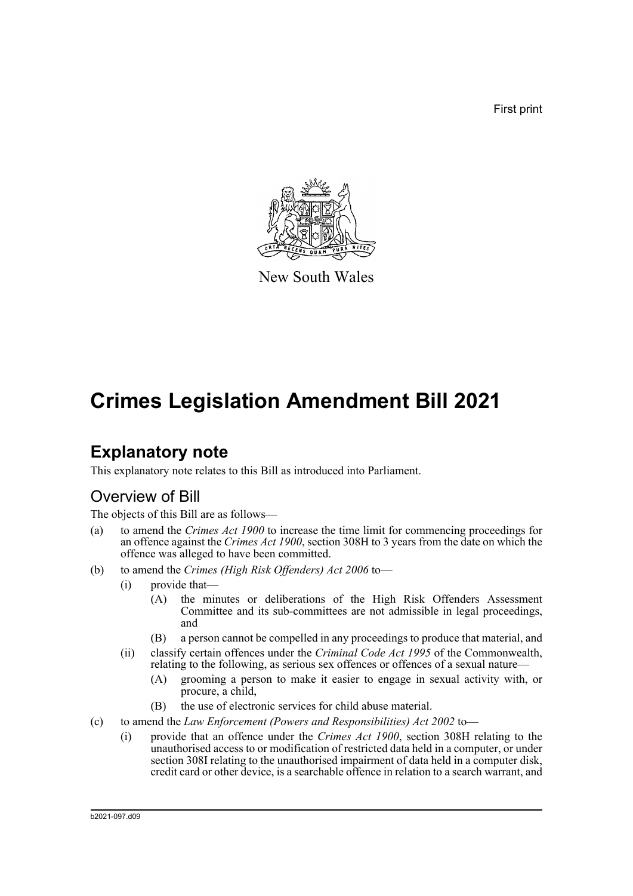First print

New South Wales

# Crimes Legislation Amendment Bill 2021

## Explanatory note

This explanatory note relates to this Bill as introduced into Parliament.

### Overview of Bill

The objects of this Bill are as follows—

(a) to amend the *Crimes Act 1900* to increase the time limit for commencing proceedings for an offence against the *Crimes Act 1900*, section 308H to 3 years from the date on which the offence was alleged to have been committed.

(b) to amend the *Crimes (High Risk Offenders) Act 2006* to—

- (i) provide that—
  - (A) the minutes or deliberations of the High Risk Offenders Assessment Committee and its sub-committees are not admissible in legal proceedings, and
  - (B) a person cannot be compelled in any proceedings to produce that material, and
- (ii) classify certain offences under the *Criminal Code Act 1995* of the Commonwealth, relating to the following, as serious sex offences or offences of a sexual nature—
  - (A) grooming a person to make it easier to engage in sexual activity with, or procure, a child,
  - (B) the use of electronic services for child abuse material.

(c) to amend the *Law Enforcement (Powers and Responsibilities) Act 2002* to—

- (i) provide that an offence under the *Crimes Act 1900*, section 308H relating to the unauthorised access to or modification of restricted data held in a computer, or under section 308I relating to the unauthorised impairment of data held in a computer disk, credit card or other device, is a searchable offence in relation to a search warrant, and

b2021-097.d09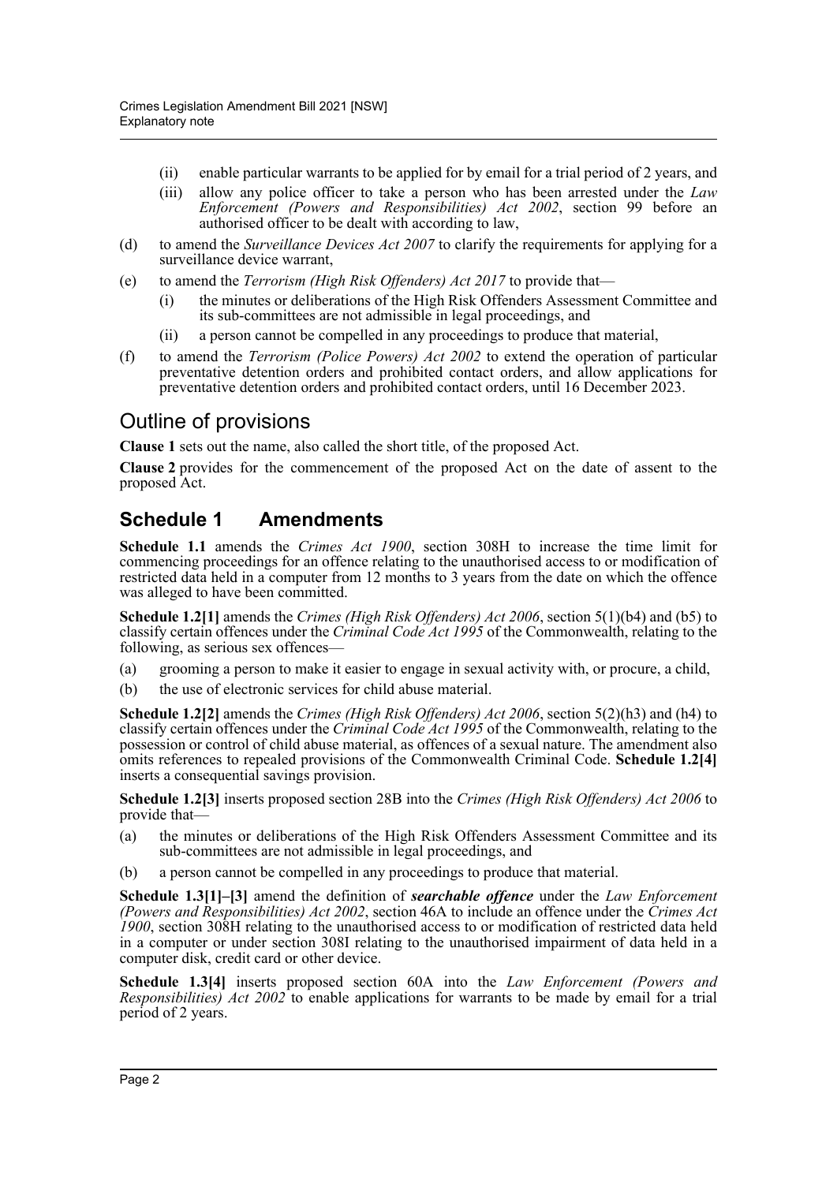- (ii) enable particular warrants to be applied for by email for a trial period of 2 years, and
- (iii) allow any police officer to take a person who has been arrested under the *Law Enforcement (Powers and Responsibilities) Act 2002*, section 99 before an authorised officer to be dealt with according to law,

(d) to amend the *Surveillance Devices Act 2007* to clarify the requirements for applying for a surveillance device warrant,

(e) to amend the *Terrorism (High Risk Offenders) Act 2017* to provide that—

- (i) the minutes or deliberations of the High Risk Offenders Assessment Committee and its sub-committees are not admissible in legal proceedings, and
- (ii) a person cannot be compelled in any proceedings to produce that material,

(f) to amend the *Terrorism (Police Powers) Act 2002* to extend the operation of particular preventative detention orders and prohibited contact orders, and allow applications for preventative detention orders and prohibited contact orders, until 16 December 2023.

## Outline of provisions

**Clause 1** sets out the name, also called the short title, of the proposed Act.

**Clause 2** provides for the commencement of the proposed Act on the date of assent to the proposed Act.

## Schedule 1 Amendments

**Schedule 1.1** amends the *Crimes Act 1900*, section 308H to increase the time limit for commencing proceedings for an offence relating to the unauthorised access to or modification of restricted data held in a computer from 12 months to 3 years from the date on which the offence was alleged to have been committed.

**Schedule 1.2[1]** amends the *Crimes (High Risk Offenders) Act 2006*, section 5(1)(b4) and (b5) to classify certain offences under the *Criminal Code Act 1995* of the Commonwealth, relating to the following, as serious sex offences—

(a) grooming a person to make it easier to engage in sexual activity with, or procure, a child,

(b) the use of electronic services for child abuse material.

**Schedule 1.2[2]** amends the *Crimes (High Risk Offenders) Act 2006*, section 5(2)(h3) and (h4) to classify certain offences under the *Criminal Code Act 1995* of the Commonwealth, relating to the possession or control of child abuse material, as offences of a sexual nature. The amendment also omits references to repealed provisions of the Commonwealth Criminal Code. **Schedule 1.2[4]** inserts a consequential savings provision.

**Schedule 1.2[3]** inserts proposed section 28B into the *Crimes (High Risk Offenders) Act 2006* to provide that—

(a) the minutes or deliberations of the High Risk Offenders Assessment Committee and its sub-committees are not admissible in legal proceedings, and

(b) a person cannot be compelled in any proceedings to produce that material.

**Schedule 1.3[1]–[3]** amend the definition of ***searchable offence*** under the *Law Enforcement (Powers and Responsibilities) Act 2002*, section 46A to include an offence under the *Crimes Act 1900*, section 308H relating to the unauthorised access to or modification of restricted data held in a computer or under section 308I relating to the unauthorised impairment of data held in a computer disk, credit card or other device.

**Schedule 1.3[4]** inserts proposed section 60A into the *Law Enforcement (Powers and Responsibilities) Act 2002* to enable applications for warrants to be made by email for a trial period of 2 years.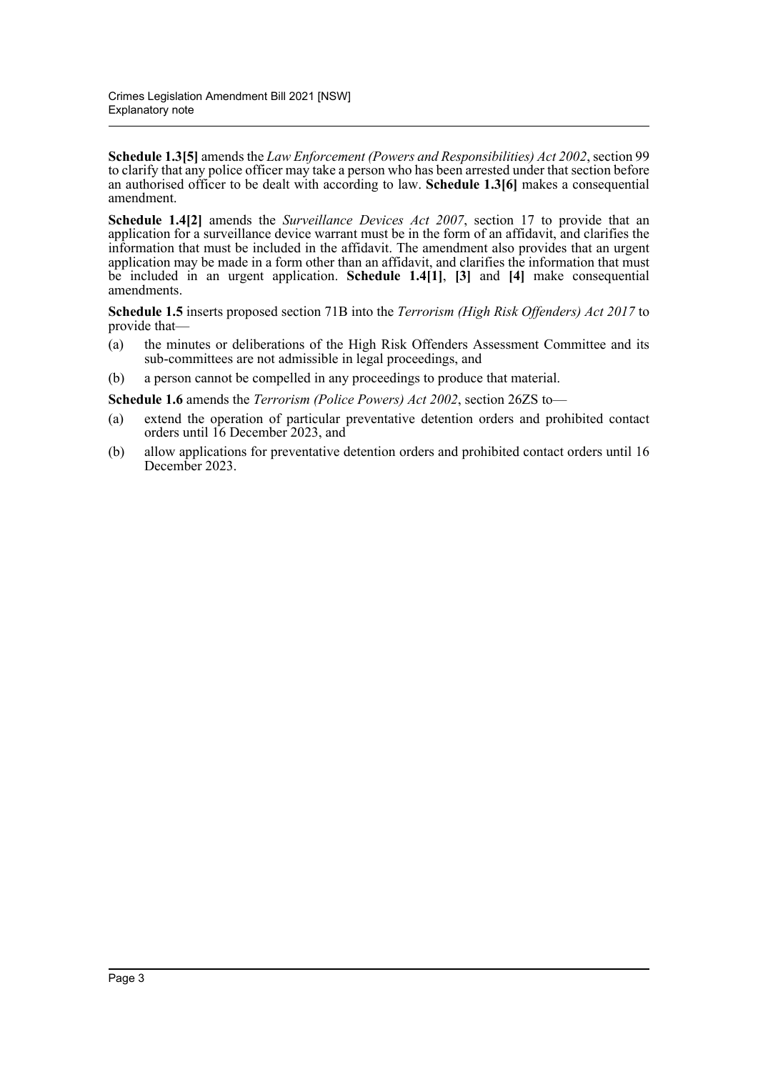**Schedule 1.3[5]** amends the *Law Enforcement (Powers and Responsibilities) Act 2002*, section 99 to clarify that any police officer may take a person who has been arrested under that section before an authorised officer to be dealt with according to law. **Schedule 1.3[6]** makes a consequential amendment.

**Schedule 1.4[2]** amends the *Surveillance Devices Act 2007*, section 17 to provide that an application for a surveillance device warrant must be in the form of an affidavit, and clarifies the information that must be included in the affidavit. The amendment also provides that an urgent application may be made in a form other than an affidavit, and clarifies the information that must be included in an urgent application. **Schedule 1.4[1]**, **[3]** and **[4]** make consequential amendments.

**Schedule 1.5** inserts proposed section 71B into the *Terrorism (High Risk Offenders) Act 2017* to provide that—

(a) the minutes or deliberations of the High Risk Offenders Assessment Committee and its sub-committees are not admissible in legal proceedings, and

(b) a person cannot be compelled in any proceedings to produce that material.

**Schedule 1.6** amends the *Terrorism (Police Powers) Act 2002*, section 26ZS to—

(a) extend the operation of particular preventative detention orders and prohibited contact orders until 16 December 2023, and

(b) allow applications for preventative detention orders and prohibited contact orders until 16 December 2023.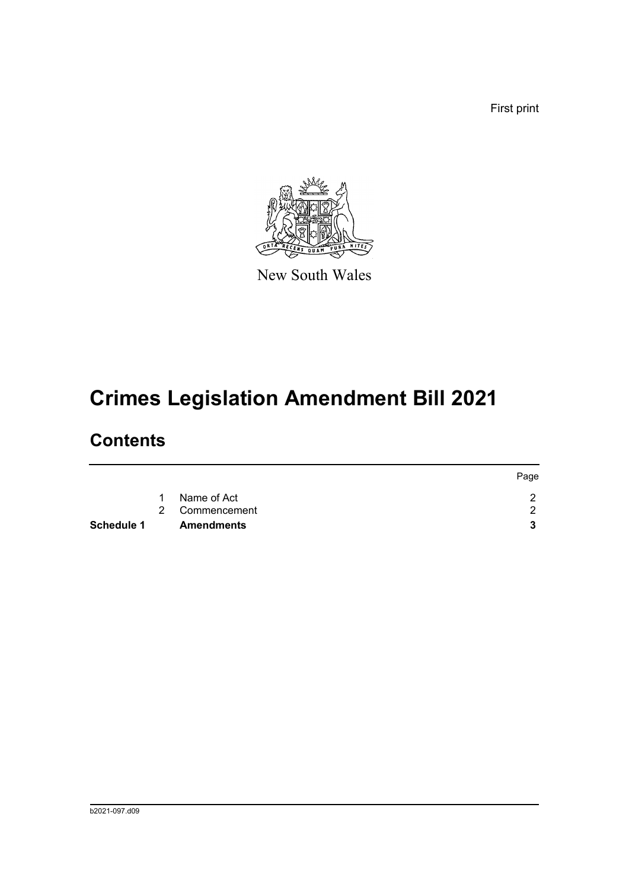First print

New South Wales

# Crimes Legislation Amendment Bill 2021

## Contents

| | | | Page |
|---|---|---|---|
| | 1 | Name of Act | 2 |
| | 2 | Commencement | 2 |
| **Schedule 1** | | **Amendments** | **3** |

b2021-097.d09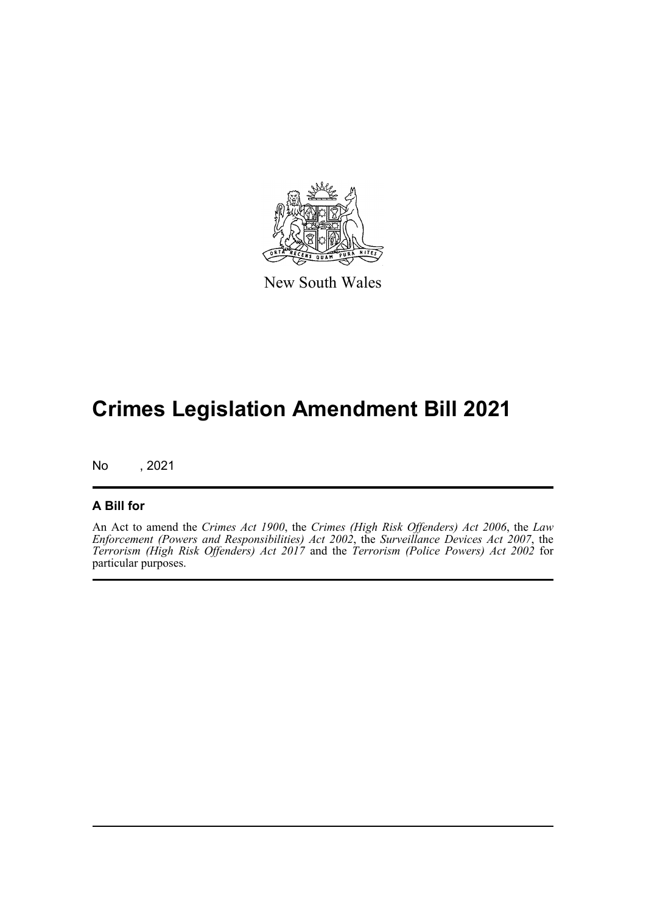New South Wales

# Crimes Legislation Amendment Bill 2021

No , 2021

## A Bill for

An Act to amend the *Crimes Act 1900*, the *Crimes (High Risk Offenders) Act 2006*, the *Law Enforcement (Powers and Responsibilities) Act 2002*, the *Surveillance Devices Act 2007*, the *Terrorism (High Risk Offenders) Act 2017* and the *Terrorism (Police Powers) Act 2002* for particular purposes.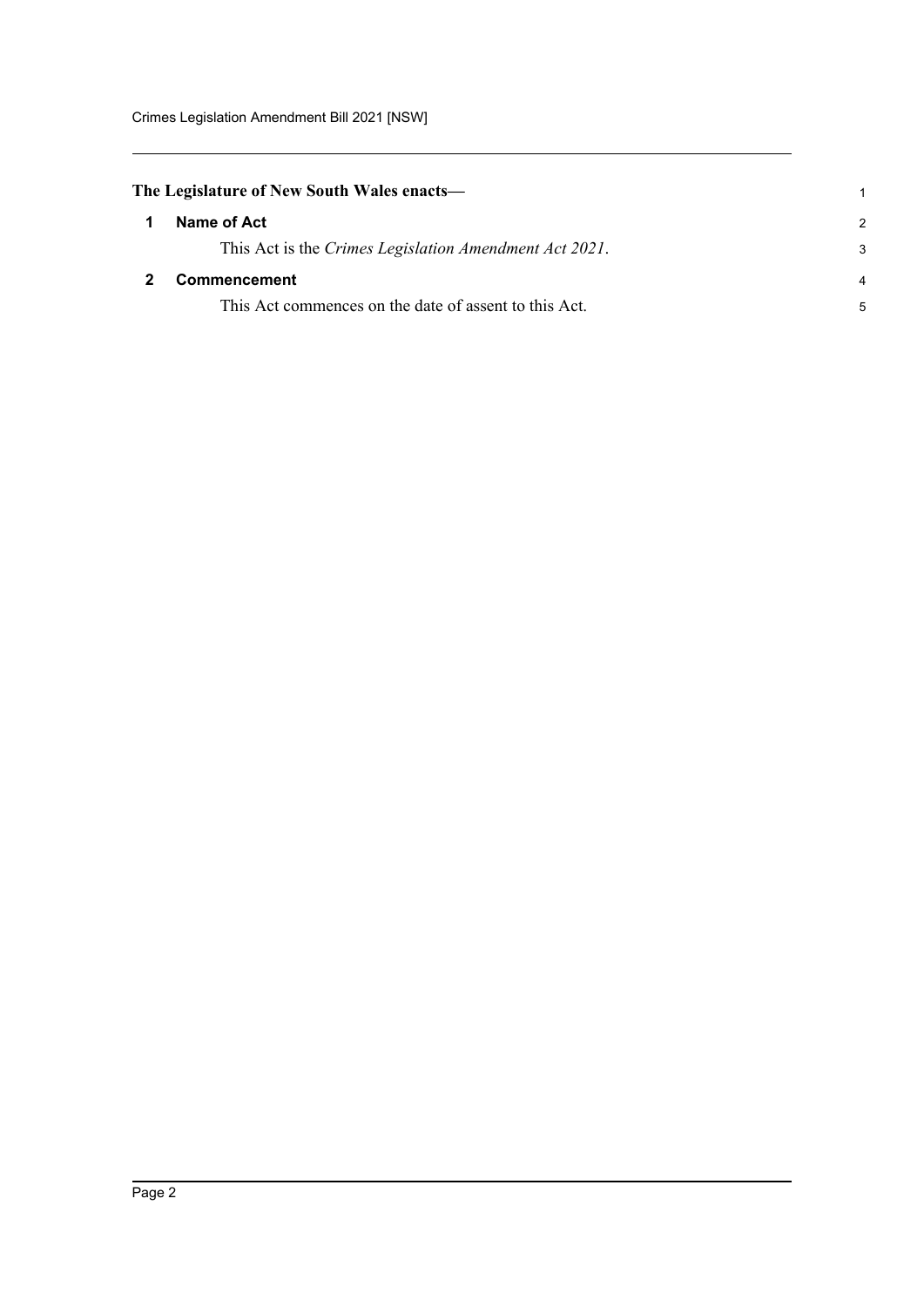**The Legislature of New South Wales enacts—**

## 1 Name of Act

This Act is the *Crimes Legislation Amendment Act 2021*.

## 2 Commencement

This Act commences on the date of assent to this Act.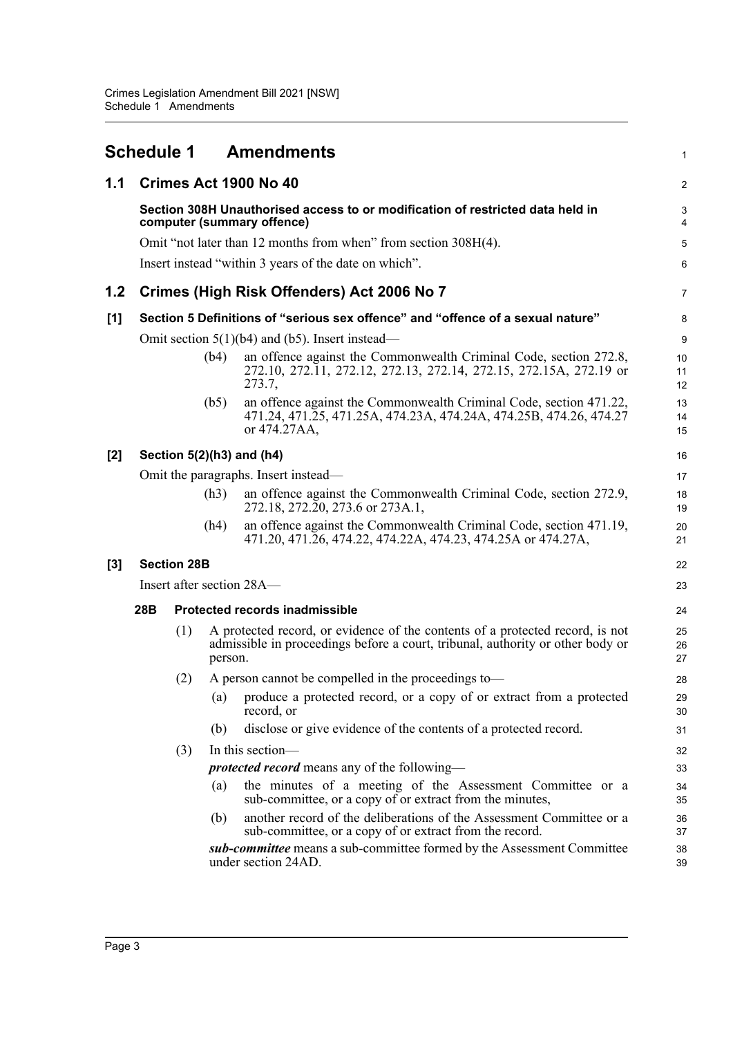# Schedule 1 Amendments

## 1.1 Crimes Act 1900 No 40

**Section 308H Unauthorised access to or modification of restricted data held in computer (summary offence)**

Omit "not later than 12 months from when" from section 308H(4).

Insert instead "within 3 years of the date on which".

## 1.2 Crimes (High Risk Offenders) Act 2006 No 7

### [1] Section 5 Definitions of "serious sex offence" and "offence of a sexual nature"

Omit section 5(1)(b4) and (b5). Insert instead—

(b4) an offence against the Commonwealth Criminal Code, section 272.8, 272.10, 272.11, 272.12, 272.13, 272.14, 272.15, 272.15A, 272.19 or 273.7,

(b5) an offence against the Commonwealth Criminal Code, section 471.22, 471.24, 471.25, 471.25A, 474.23A, 474.24A, 474.25B, 474.26, 474.27 or 474.27AA,

### [2] Section 5(2)(h3) and (h4)

Omit the paragraphs. Insert instead—

(h3) an offence against the Commonwealth Criminal Code, section 272.9, 272.18, 272.20, 273.6 or 273A.1,

(h4) an offence against the Commonwealth Criminal Code, section 471.19, 471.20, 471.26, 474.22, 474.22A, 474.23, 474.25A or 474.27A,

### [3] Section 28B

Insert after section 28A—

**28B Protected records inadmissible**

(1) A protected record, or evidence of the contents of a protected record, is not admissible in proceedings before a court, tribunal, authority or other body or person.

(2) A person cannot be compelled in the proceedings to—

(a) produce a protected record, or a copy of or extract from a protected record, or

(b) disclose or give evidence of the contents of a protected record.

(3) In this section—

***protected record*** means any of the following—

(a) the minutes of a meeting of the Assessment Committee or a sub-committee, or a copy of or extract from the minutes,

(b) another record of the deliberations of the Assessment Committee or a sub-committee, or a copy of or extract from the record.

***sub-committee*** means a sub-committee formed by the Assessment Committee under section 24AD.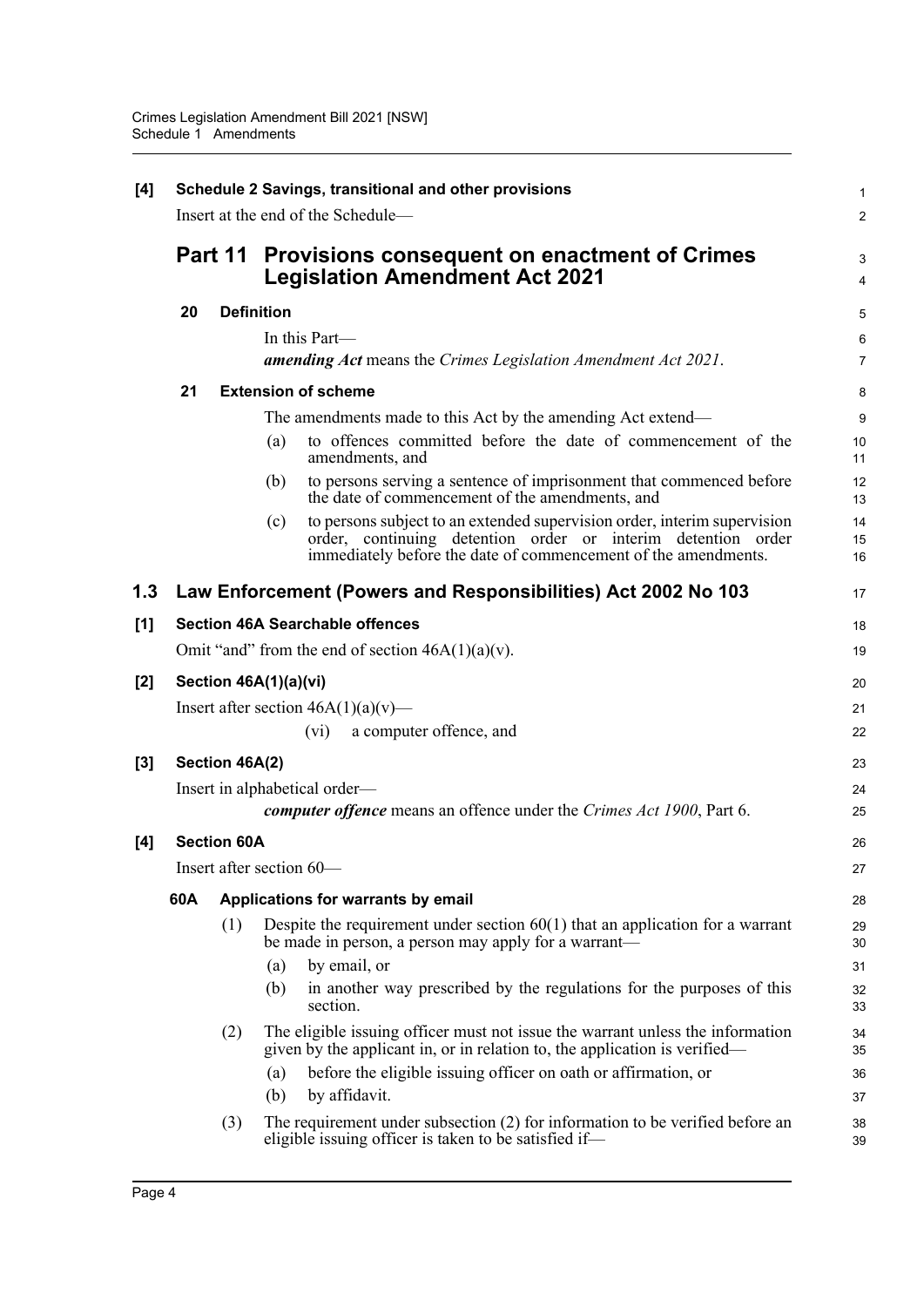**[4] Schedule 2 Savings, transitional and other provisions**

Insert at the end of the Schedule—

## Part 11 Provisions consequent on enactment of Crimes Legislation Amendment Act 2021

**20 Definition**

In this Part—

***amending Act*** means the *Crimes Legislation Amendment Act 2021*.

**21 Extension of scheme**

The amendments made to this Act by the amending Act extend—

(a) to offences committed before the date of commencement of the amendments, and

(b) to persons serving a sentence of imprisonment that commenced before the date of commencement of the amendments, and

(c) to persons subject to an extended supervision order, interim supervision order, continuing detention order or interim detention order immediately before the date of commencement of the amendments.

## 1.3 Law Enforcement (Powers and Responsibilities) Act 2002 No 103

**[1] Section 46A Searchable offences**

Omit "and" from the end of section 46A(1)(a)(v).

**[2] Section 46A(1)(a)(vi)**

Insert after section 46A(1)(a)(v)—

(vi) a computer offence, and

**[3] Section 46A(2)**

Insert in alphabetical order—

***computer offence*** means an offence under the *Crimes Act 1900*, Part 6.

**[4] Section 60A**

Insert after section 60—

**60A Applications for warrants by email**

(1) Despite the requirement under section 60(1) that an application for a warrant be made in person, a person may apply for a warrant—

(a) by email, or

(b) in another way prescribed by the regulations for the purposes of this section.

(2) The eligible issuing officer must not issue the warrant unless the information given by the applicant in, or in relation to, the application is verified—

(a) before the eligible issuing officer on oath or affirmation, or

(b) by affidavit.

(3) The requirement under subsection (2) for information to be verified before an eligible issuing officer is taken to be satisfied if—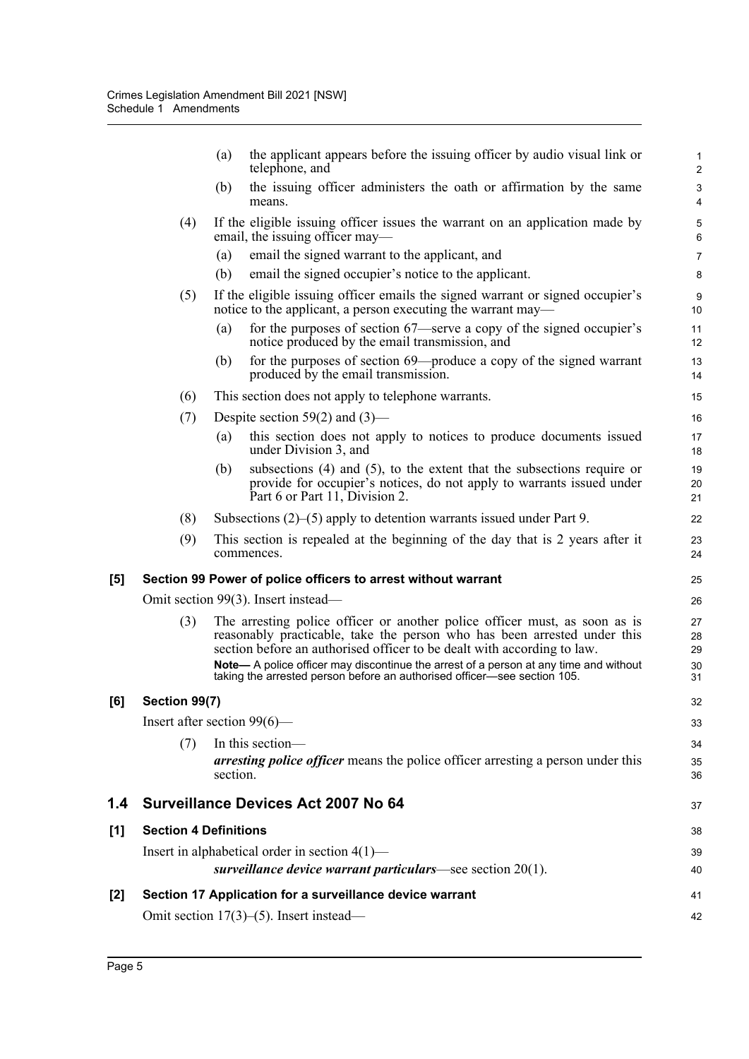(a) the applicant appears before the issuing officer by audio visual link or telephone, and

(b) the issuing officer administers the oath or affirmation by the same means.

(4) If the eligible issuing officer issues the warrant on an application made by email, the issuing officer may—

(a) email the signed warrant to the applicant, and

(b) email the signed occupier's notice to the applicant.

(5) If the eligible issuing officer emails the signed warrant or signed occupier's notice to the applicant, a person executing the warrant may—

(a) for the purposes of section 67—serve a copy of the signed occupier's notice produced by the email transmission, and

(b) for the purposes of section 69—produce a copy of the signed warrant produced by the email transmission.

(6) This section does not apply to telephone warrants.

(7) Despite section 59(2) and (3)—

(a) this section does not apply to notices to produce documents issued under Division 3, and

(b) subsections (4) and (5), to the extent that the subsections require or provide for occupier's notices, do not apply to warrants issued under Part 6 or Part 11, Division 2.

(8) Subsections (2)–(5) apply to detention warrants issued under Part 9.

(9) This section is repealed at the beginning of the day that is 2 years after it commences.

### [5] Section 99 Power of police officers to arrest without warrant

Omit section 99(3). Insert instead—

(3) The arresting police officer or another police officer must, as soon as is reasonably practicable, take the person who has been arrested under this section before an authorised officer to be dealt with according to law.

**Note—** A police officer may discontinue the arrest of a person at any time and without taking the arrested person before an authorised officer—see section 105.

### [6] Section 99(7)

Insert after section 99(6)—

(7) In this section—

***arresting police officer*** means the police officer arresting a person under this section.

## 1.4 Surveillance Devices Act 2007 No 64

### [1] Section 4 Definitions

Insert in alphabetical order in section 4(1)—

***surveillance device warrant particulars***—see section 20(1).

### [2] Section 17 Application for a surveillance device warrant

Omit section 17(3)–(5). Insert instead—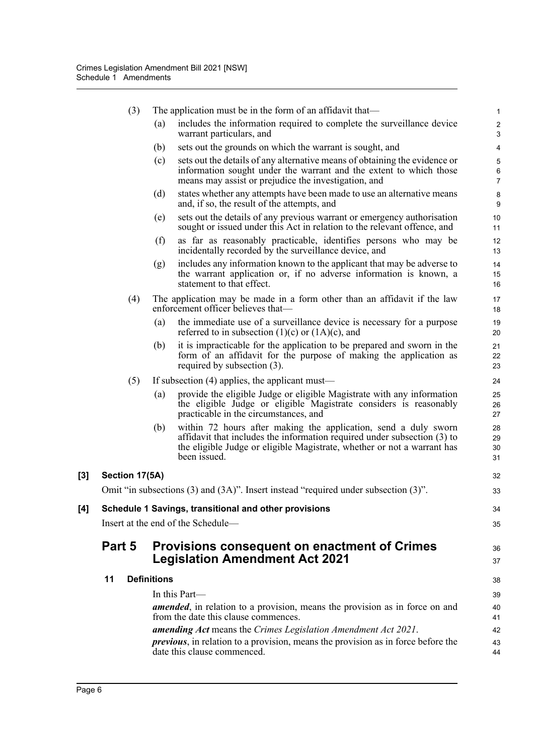(3) The application must be in the form of an affidavit that—

(a) includes the information required to complete the surveillance device warrant particulars, and

(b) sets out the grounds on which the warrant is sought, and

(c) sets out the details of any alternative means of obtaining the evidence or information sought under the warrant and the extent to which those means may assist or prejudice the investigation, and

(d) states whether any attempts have been made to use an alternative means and, if so, the result of the attempts, and

(e) sets out the details of any previous warrant or emergency authorisation sought or issued under this Act in relation to the relevant offence, and

(f) as far as reasonably practicable, identifies persons who may be incidentally recorded by the surveillance device, and

(g) includes any information known to the applicant that may be adverse to the warrant application or, if no adverse information is known, a statement to that effect.

(4) The application may be made in a form other than an affidavit if the law enforcement officer believes that—

(a) the immediate use of a surveillance device is necessary for a purpose referred to in subsection (1)(c) or (1A)(c), and

(b) it is impracticable for the application to be prepared and sworn in the form of an affidavit for the purpose of making the application as required by subsection (3).

(5) If subsection (4) applies, the applicant must—

(a) provide the eligible Judge or eligible Magistrate with any information the eligible Judge or eligible Magistrate considers is reasonably practicable in the circumstances, and

(b) within 72 hours after making the application, send a duly sworn affidavit that includes the information required under subsection (3) to the eligible Judge or eligible Magistrate, whether or not a warrant has been issued.

**[3] Section 17(5A)**

Omit "in subsections (3) and (3A)". Insert instead "required under subsection (3)".

**[4] Schedule 1 Savings, transitional and other provisions**

Insert at the end of the Schedule—

## Part 5 Provisions consequent on enactment of Crimes Legislation Amendment Act 2021

**11 Definitions**

In this Part—

***amended***, in relation to a provision, means the provision as in force on and from the date this clause commences.

***amending Act*** means the *Crimes Legislation Amendment Act 2021*.

***previous***, in relation to a provision, means the provision as in force before the date this clause commenced.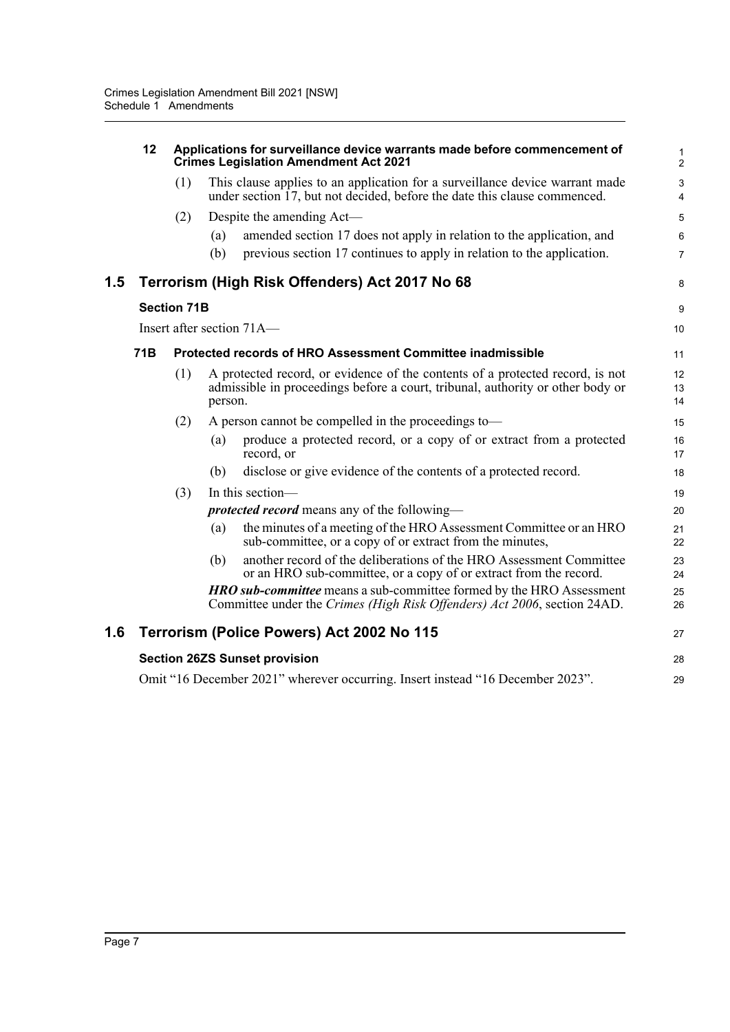**12 Applications for surveillance device warrants made before commencement of Crimes Legislation Amendment Act 2021**

(1) This clause applies to an application for a surveillance device warrant made under section 17, but not decided, before the date this clause commenced.

(2) Despite the amending Act—

(a) amended section 17 does not apply in relation to the application, and

(b) previous section 17 continues to apply in relation to the application.

## 1.5 Terrorism (High Risk Offenders) Act 2017 No 68

### Section 71B

Insert after section 71A—

**71B Protected records of HRO Assessment Committee inadmissible**

(1) A protected record, or evidence of the contents of a protected record, is not admissible in proceedings before a court, tribunal, authority or other body or person.

(2) A person cannot be compelled in the proceedings to—

(a) produce a protected record, or a copy of or extract from a protected record, or

(b) disclose or give evidence of the contents of a protected record.

(3) In this section—

***protected record*** means any of the following—

(a) the minutes of a meeting of the HRO Assessment Committee or an HRO sub-committee, or a copy of or extract from the minutes,

(b) another record of the deliberations of the HRO Assessment Committee or an HRO sub-committee, or a copy of or extract from the record.

***HRO sub-committee*** means a sub-committee formed by the HRO Assessment Committee under the *Crimes (High Risk Offenders) Act 2006*, section 24AD.

## 1.6 Terrorism (Police Powers) Act 2002 No 115

### Section 26ZS Sunset provision

Omit "16 December 2021" wherever occurring. Insert instead "16 December 2023".